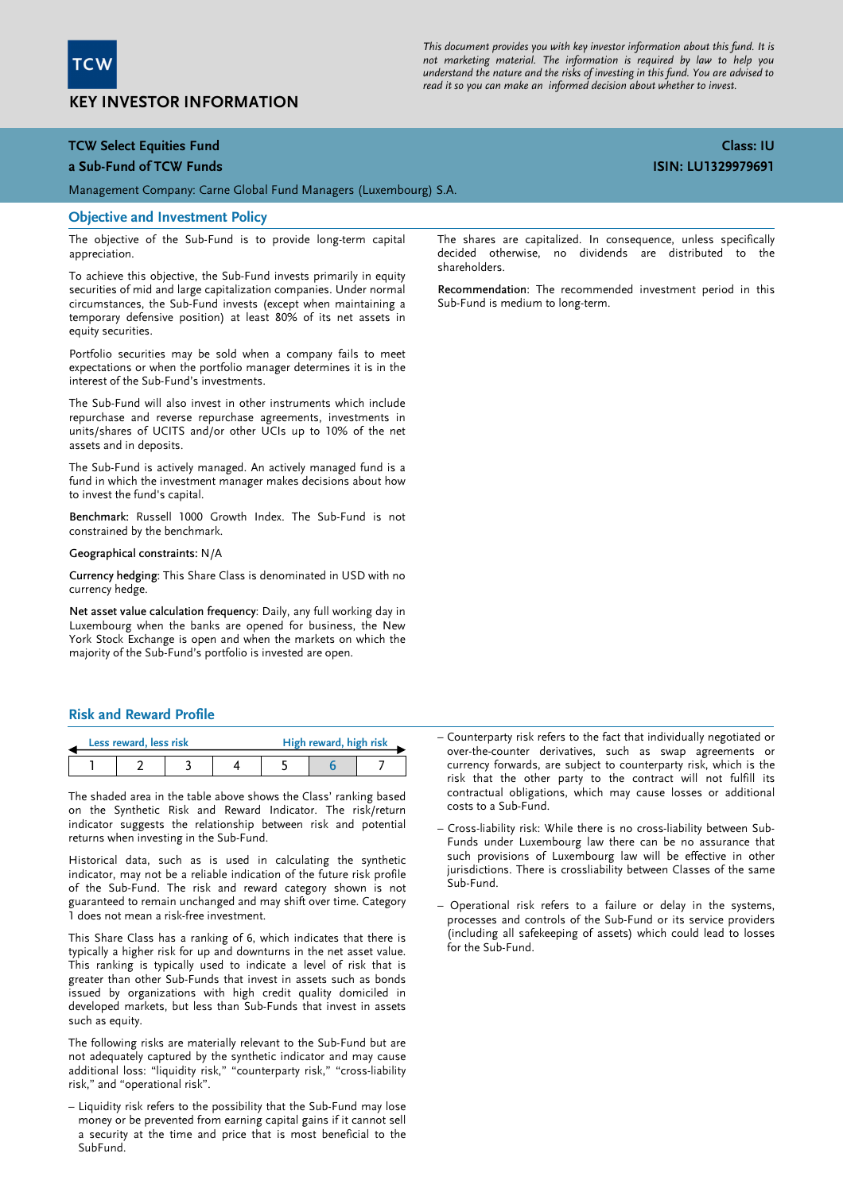TCW

# KEY INVESTOR INFORMATION

*This document provides you with key investor information about this fund. It is not marketing material. The information is required by law to help you understand the nature and the risks of investing in this fund. You are advised to read it so you can make an informed decision about whether to invest.*

**TCW Select Equities Fund**
**a Sub-Fund of TCW Funds**

**Class: IU**
**ISIN: LU1329979691**

Management Company: Carne Global Fund Managers (Luxembourg) S.A.

## Objective and Investment Policy

The objective of the Sub-Fund is to provide long-term capital appreciation.

To achieve this objective, the Sub-Fund invests primarily in equity securities of mid and large capitalization companies. Under normal circumstances, the Sub-Fund invests (except when maintaining a temporary defensive position) at least 80% of its net assets in equity securities.

Portfolio securities may be sold when a company fails to meet expectations or when the portfolio manager determines it is in the interest of the Sub-Fund's investments.

The Sub-Fund will also invest in other instruments which include repurchase and reverse repurchase agreements, investments in units/shares of UCITS and/or other UCIs up to 10% of the net assets and in deposits.

The Sub-Fund is actively managed. An actively managed fund is a fund in which the investment manager makes decisions about how to invest the fund's capital.

**Benchmark:** Russell 1000 Growth Index. The Sub-Fund is not constrained by the benchmark.

**Geographical constraints:** N/A

**Currency hedging:** This Share Class is denominated in USD with no currency hedge.

**Net asset value calculation frequency:** Daily, any full working day in Luxembourg when the banks are opened for business, the New York Stock Exchange is open and when the markets on which the majority of the Sub-Fund's portfolio is invested are open.

The shares are capitalized. In consequence, unless specifically decided otherwise, no dividends are distributed to the shareholders.

**Recommendation:** The recommended investment period in this Sub-Fund is medium to long-term.

## Risk and Reward Profile

Less reward, less risk — High reward, high risk

| 1 | 2 | 3 | 4 | 5 | **6** | 7 |
|---|---|---|---|---|---|---|

The shaded area in the table above shows the Class' ranking based on the Synthetic Risk and Reward Indicator. The risk/return indicator suggests the relationship between risk and potential returns when investing in the Sub-Fund.

Historical data, such as is used in calculating the synthetic indicator, may not be a reliable indication of the future risk profile of the Sub-Fund. The risk and reward category shown is not guaranteed to remain unchanged and may shift over time. Category 1 does not mean a risk-free investment.

This Share Class has a ranking of 6, which indicates that there is typically a higher risk for up and downturns in the net asset value. This ranking is typically used to indicate a level of risk that is greater than other Sub-Funds that invest in assets such as bonds issued by organizations with high credit quality domiciled in developed markets, but less than Sub-Funds that invest in assets such as equity.

The following risks are materially relevant to the Sub-Fund but are not adequately captured by the synthetic indicator and may cause additional loss: "liquidity risk," "counterparty risk," "cross-liability risk," and "operational risk".

- Liquidity risk refers to the possibility that the Sub-Fund may lose money or be prevented from earning capital gains if it cannot sell a security at the time and price that is most beneficial to the SubFund.
- Counterparty risk refers to the fact that individually negotiated or over-the-counter derivatives, such as swap agreements or currency forwards, are subject to counterparty risk, which is the risk that the other party to the contract will not fulfill its contractual obligations, which may cause losses or additional costs to a Sub-Fund.
- Cross-liability risk: While there is no cross-liability between Sub-Funds under Luxembourg law there can be no assurance that such provisions of Luxembourg law will be effective in other jurisdictions. There is crossliability between Classes of the same Sub-Fund.
- Operational risk refers to a failure or delay in the systems, processes and controls of the Sub-Fund or its service providers (including all safekeeping of assets) which could lead to losses for the Sub-Fund.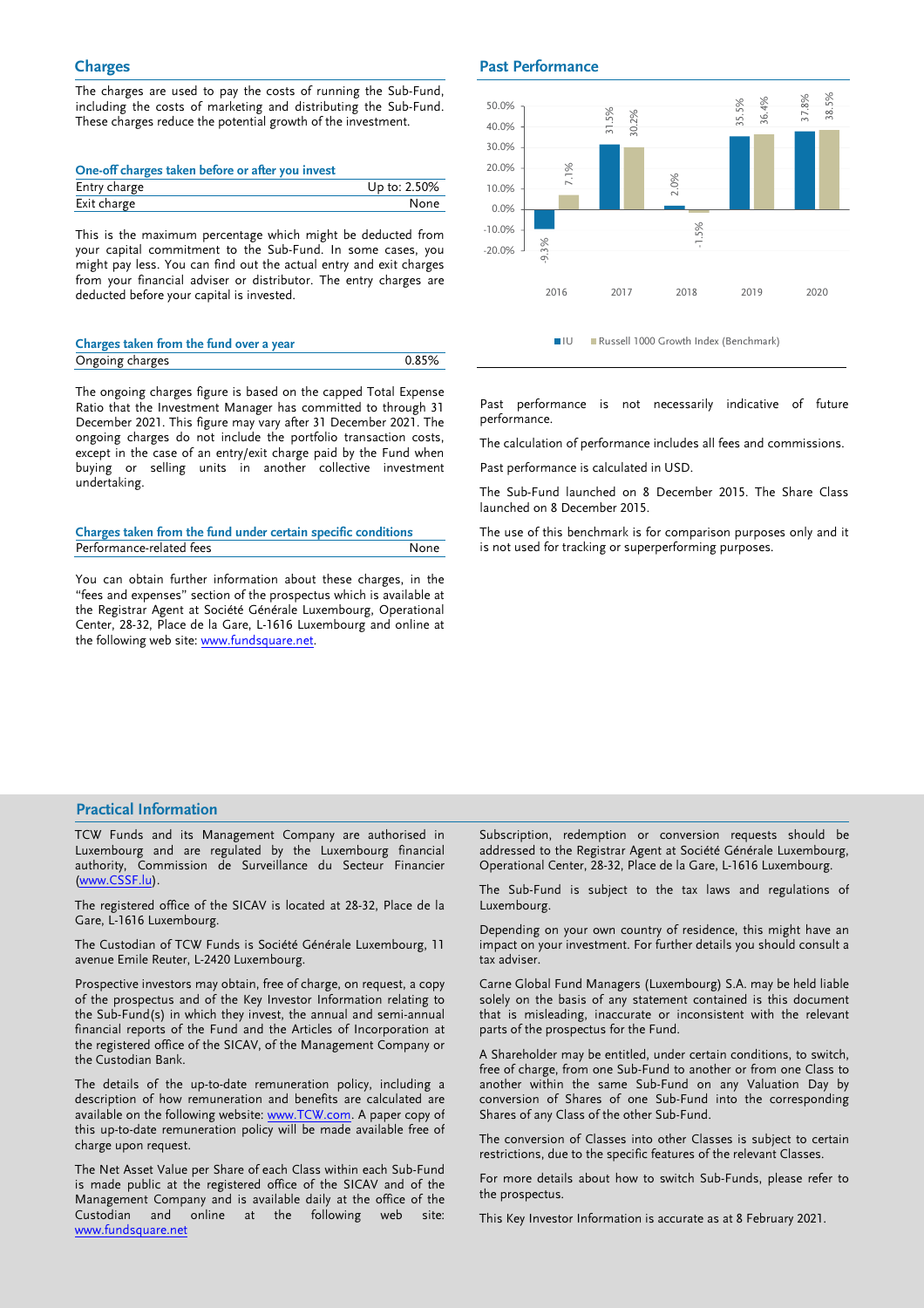## Charges

The charges are used to pay the costs of running the Sub-Fund, including the costs of marketing and distributing the Sub-Fund. These charges reduce the potential growth of the investment.

| One-off charges taken before or after you invest | |
|---|---|
| Entry charge | Up to: 2.50% |
| Exit charge | None |

This is the maximum percentage which might be deducted from your capital commitment to the Sub-Fund. In some cases, you might pay less. You can find out the actual entry and exit charges from your financial adviser or distributor. The entry charges are deducted before your capital is invested.

| Charges taken from the fund over a year | |
|---|---|
| Ongoing charges | 0.85% |

The ongoing charges figure is based on the capped Total Expense Ratio that the Investment Manager has committed to through 31 December 2021. This figure may vary after 31 December 2021. The ongoing charges do not include the portfolio transaction costs, except in the case of an entry/exit charge paid by the Fund when buying or selling units in another collective investment undertaking.

| Charges taken from the fund under certain specific conditions | |
|---|---|
| Performance-related fees | None |

You can obtain further information about these charges, in the "fees and expenses" section of the prospectus which is available at the Registrar Agent at Société Générale Luxembourg, Operational Center, 28-32, Place de la Gare, L-1616 Luxembourg and online at the following web site: www.fundsquare.net.

## Past Performance

50.0%
40.0%
30.0%
20.0%
10.0%
0.0%
-10.0%
-20.0%

-9.3%
7.1%
31.5%
30.2%
2.0%
-1.5%
35.5%
36.4%
37.8%
38.5%

2016
2017
2018
2019
2020

IU
Russell 1000 Growth Index (Benchmark)

Past performance is not necessarily indicative of future performance.

The calculation of performance includes all fees and commissions.

Past performance is calculated in USD.

The Sub-Fund launched on 8 December 2015. The Share Class launched on 8 December 2015.

The use of this benchmark is for comparison purposes only and it is not used for tracking or superperforming purposes.

## Practical Information

TCW Funds and its Management Company are authorised in Luxembourg and are regulated by the Luxembourg financial authority, Commission de Surveillance du Secteur Financier (www.CSSF.lu).

The registered office of the SICAV is located at 28-32, Place de la Gare, L-1616 Luxembourg.

The Custodian of TCW Funds is Société Générale Luxembourg, 11 avenue Emile Reuter, L-2420 Luxembourg.

Prospective investors may obtain, free of charge, on request, a copy of the prospectus and of the Key Investor Information relating to the Sub-Fund(s) in which they invest, the annual and semi-annual financial reports of the Fund and the Articles of Incorporation at the registered office of the SICAV, of the Management Company or the Custodian Bank.

The details of the up-to-date remuneration policy, including a description of how remuneration and benefits are calculated are available on the following website: www.TCW.com. A paper copy of this up-to-date remuneration policy will be made available free of charge upon request.

The Net Asset Value per Share of each Class within each Sub-Fund is made public at the registered office of the SICAV and of the Management Company and is available daily at the office of the Custodian and online at the following web site: www.fundsquare.net

Subscription, redemption or conversion requests should be addressed to the Registrar Agent at Société Générale Luxembourg, Operational Center, 28-32, Place de la Gare, L-1616 Luxembourg.

The Sub-Fund is subject to the tax laws and regulations of Luxembourg.

Depending on your own country of residence, this might have an impact on your investment. For further details you should consult a tax adviser.

Carne Global Fund Managers (Luxembourg) S.A. may be held liable solely on the basis of any statement contained is this document that is misleading, inaccurate or inconsistent with the relevant parts of the prospectus for the Fund.

A Shareholder may be entitled, under certain conditions, to switch, free of charge, from one Sub-Fund to another or from one Class to another within the same Sub-Fund on any Valuation Day by conversion of Shares of one Sub-Fund into the corresponding Shares of any Class of the other Sub-Fund.

The conversion of Classes into other Classes is subject to certain restrictions, due to the specific features of the relevant Classes.

For more details about how to switch Sub-Funds, please refer to the prospectus.

This Key Investor Information is accurate as at 8 February 2021.